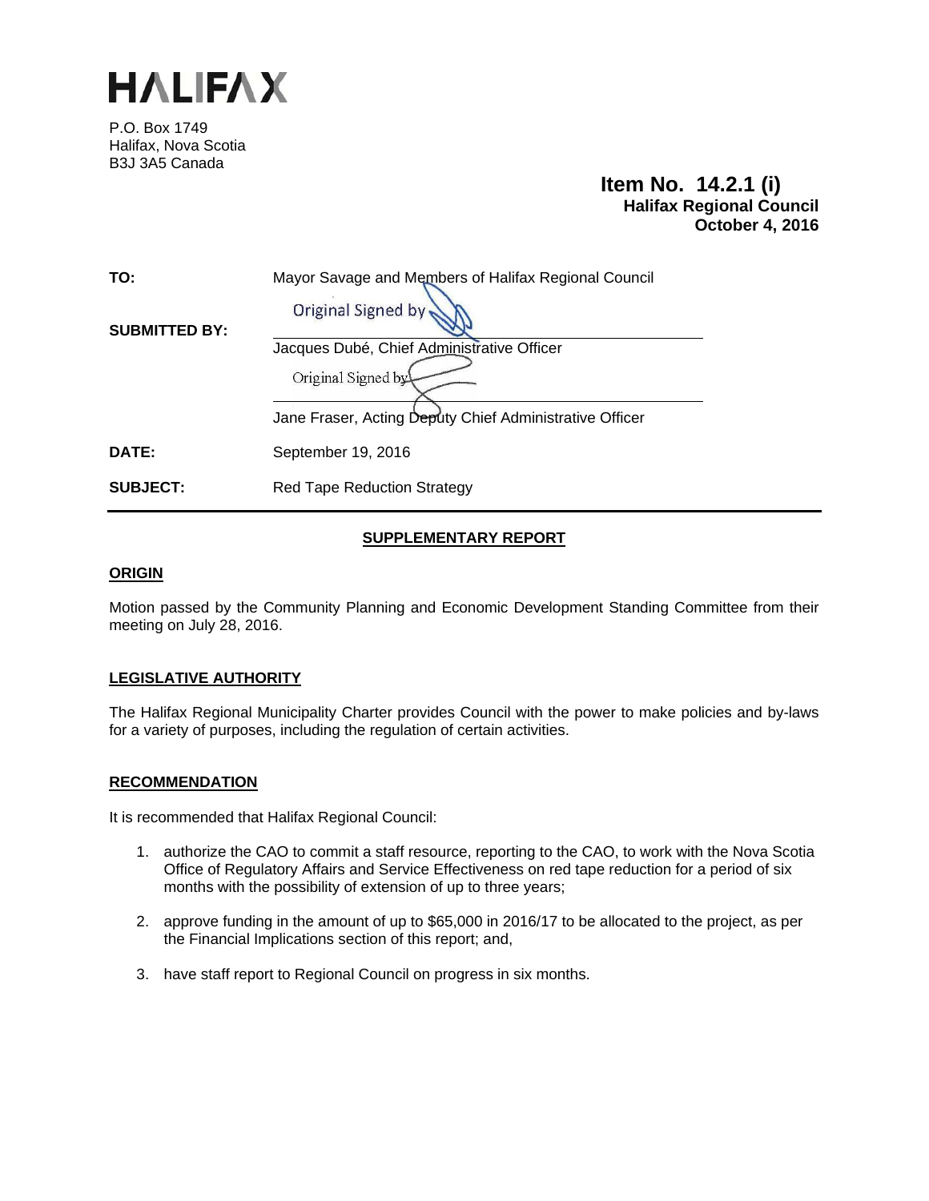# HALIFAX

P.O. Box 1749
Halifax, Nova Scotia
B3J 3A5 Canada

**Item No. 14.2.1 (i)**
**Halifax Regional Council**
**October 4, 2016**

| | |
|---|---|
| **TO:** | Mayor Savage and Members of Halifax Regional Council |
| **SUBMITTED BY:** | Original Signed by<br>Jacques Dubé, Chief Administrative Officer<br>Original Signed by<br>Jane Fraser, Acting Deputy Chief Administrative Officer |
| **DATE:** | September 19, 2016 |
| **SUBJECT:** | Red Tape Reduction Strategy |

## SUPPLEMENTARY REPORT

### ORIGIN

Motion passed by the Community Planning and Economic Development Standing Committee from their meeting on July 28, 2016.

### LEGISLATIVE AUTHORITY

The Halifax Regional Municipality Charter provides Council with the power to make policies and by-laws for a variety of purposes, including the regulation of certain activities.

### RECOMMENDATION

It is recommended that Halifax Regional Council:

1. authorize the CAO to commit a staff resource, reporting to the CAO, to work with the Nova Scotia Office of Regulatory Affairs and Service Effectiveness on red tape reduction for a period of six months with the possibility of extension of up to three years;

2. approve funding in the amount of up to $65,000 in 2016/17 to be allocated to the project, as per the Financial Implications section of this report; and,

3. have staff report to Regional Council on progress in six months.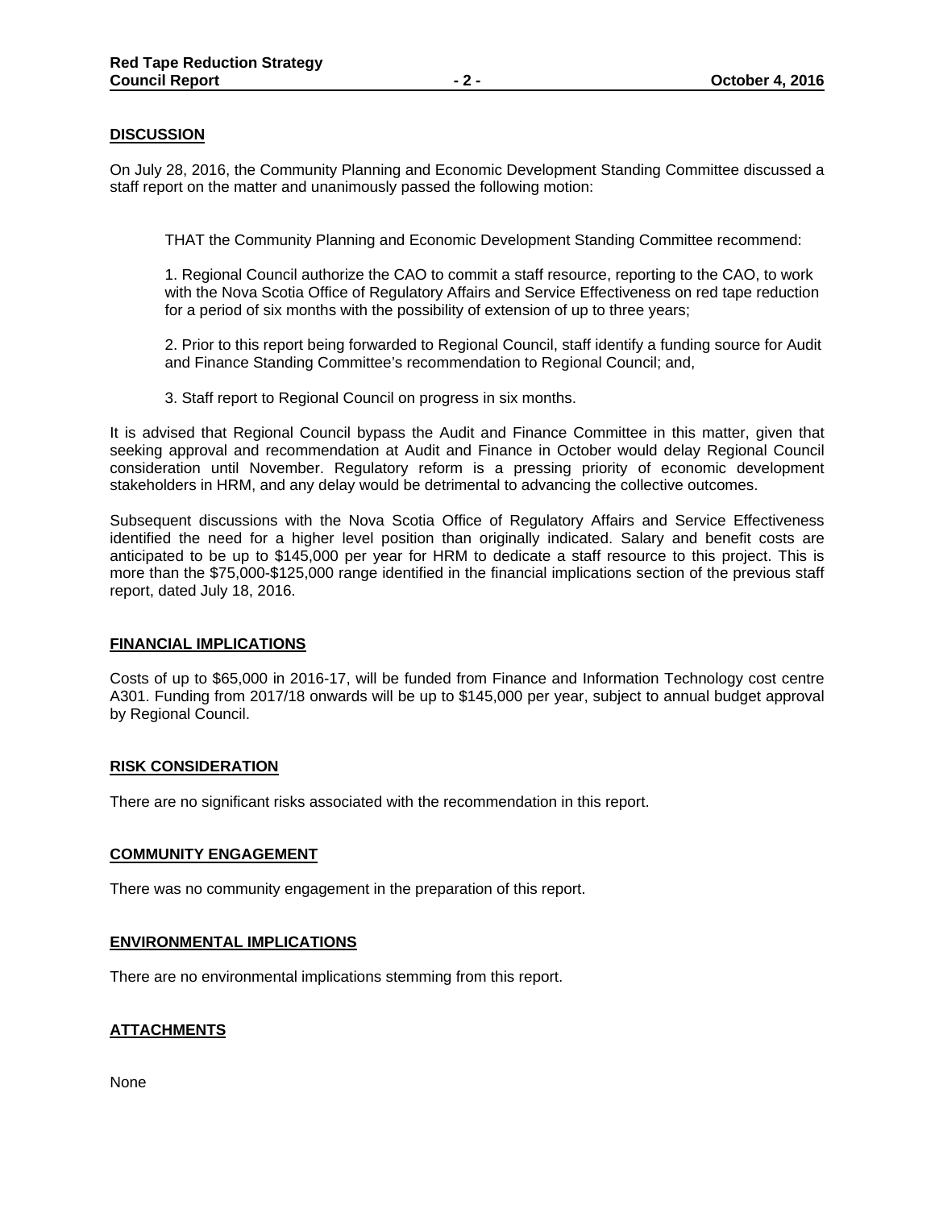## DISCUSSION

On July 28, 2016, the Community Planning and Economic Development Standing Committee discussed a staff report on the matter and unanimously passed the following motion:

> THAT the Community Planning and Economic Development Standing Committee recommend:
>
> 1. Regional Council authorize the CAO to commit a staff resource, reporting to the CAO, to work with the Nova Scotia Office of Regulatory Affairs and Service Effectiveness on red tape reduction for a period of six months with the possibility of extension of up to three years;
>
> 2. Prior to this report being forwarded to Regional Council, staff identify a funding source for Audit and Finance Standing Committee's recommendation to Regional Council; and,
>
> 3. Staff report to Regional Council on progress in six months.

It is advised that Regional Council bypass the Audit and Finance Committee in this matter, given that seeking approval and recommendation at Audit and Finance in October would delay Regional Council consideration until November. Regulatory reform is a pressing priority of economic development stakeholders in HRM, and any delay would be detrimental to advancing the collective outcomes.

Subsequent discussions with the Nova Scotia Office of Regulatory Affairs and Service Effectiveness identified the need for a higher level position than originally indicated. Salary and benefit costs are anticipated to be up to $145,000 per year for HRM to dedicate a staff resource to this project. This is more than the $75,000-$125,000 range identified in the financial implications section of the previous staff report, dated July 18, 2016.

## FINANCIAL IMPLICATIONS

Costs of up to $65,000 in 2016-17, will be funded from Finance and Information Technology cost centre A301. Funding from 2017/18 onwards will be up to $145,000 per year, subject to annual budget approval by Regional Council.

## RISK CONSIDERATION

There are no significant risks associated with the recommendation in this report.

## COMMUNITY ENGAGEMENT

There was no community engagement in the preparation of this report.

## ENVIRONMENTAL IMPLICATIONS

There are no environmental implications stemming from this report.

## ATTACHMENTS

None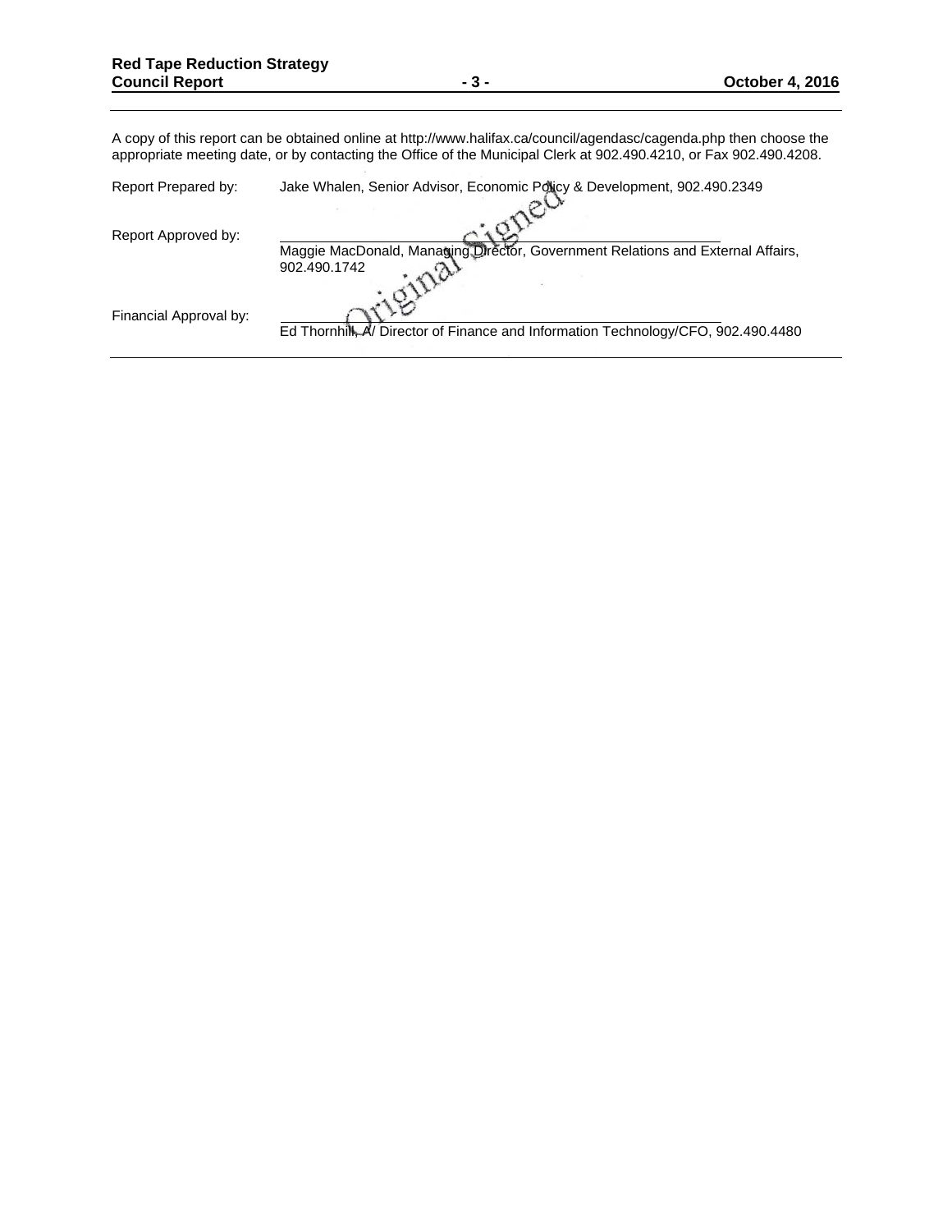A copy of this report can be obtained online at http://www.halifax.ca/council/agendasc/cagenda.php then choose the appropriate meeting date, or by contacting the Office of the Municipal Clerk at 902.490.4210, or Fax 902.490.4208.

| | |
|---|---|
| Report Prepared by: | Jake Whalen, Senior Advisor, Economic Policy & Development, 902.490.2349 |
| Report Approved by: | Original Signed<br>Maggie MacDonald, Managing Director, Government Relations and External Affairs, 902.490.1742 |
| Financial Approval by: | Ed Thornhill, A/ Director of Finance and Information Technology/CFO, 902.490.4480 |